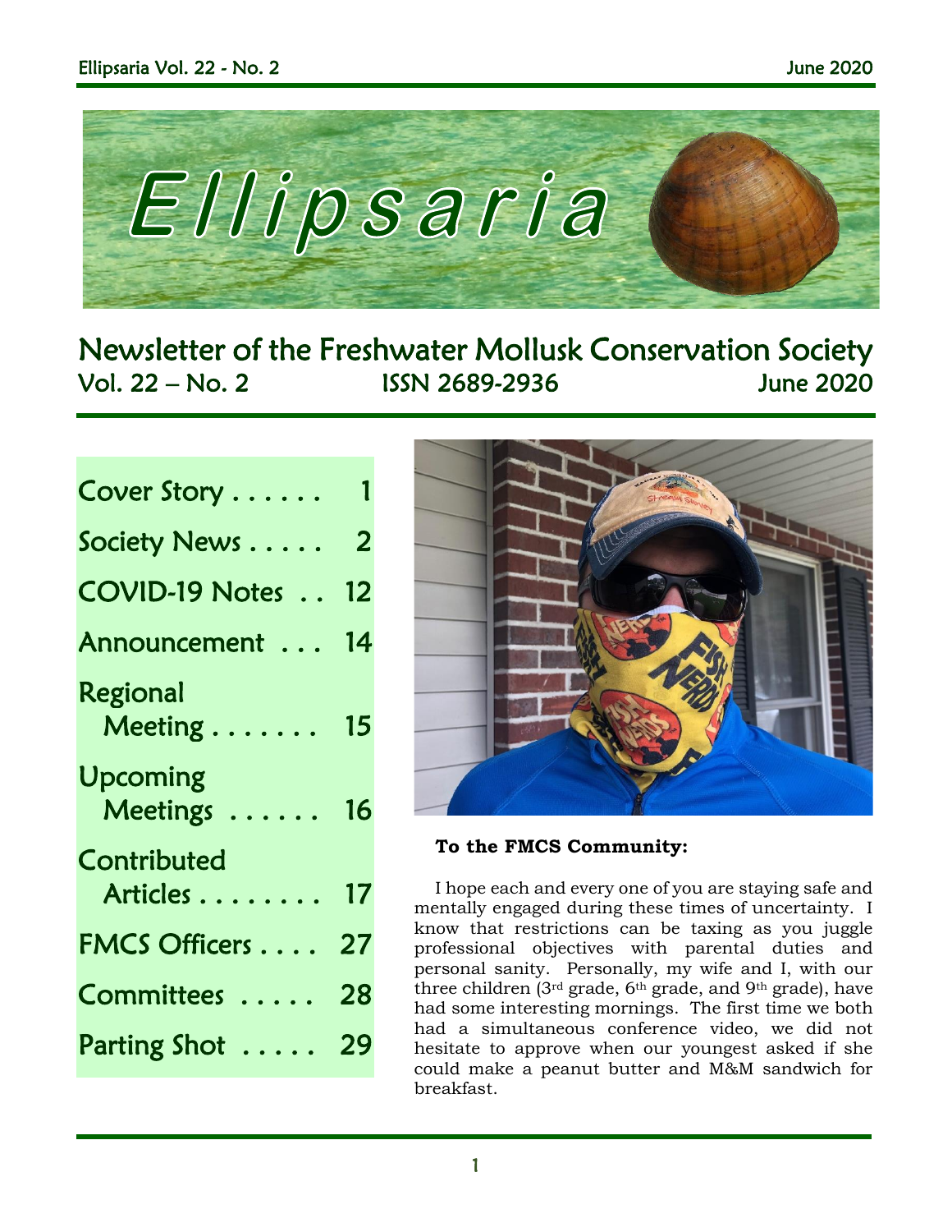# Ellipsaria

## Newsletter of the Freshwater Mollusk Conservation Society

Vol. 22 – No. 2 ISSN 2689-2936 June 2020

| | |
|---|---|
| Cover Story | 1 |
| Society News | 2 |
| COVID-19 Notes | 12 |
| Announcement | 14 |
| Regional Meeting | 15 |
| Upcoming Meetings | 16 |
| Contributed Articles | 17 |
| FMCS Officers | 27 |
| Committees | 28 |
| Parting Shot | 29 |

**To the FMCS Community:**

I hope each and every one of you are staying safe and mentally engaged during these times of uncertainty. I know that restrictions can be taxing as you juggle professional objectives with parental duties and personal sanity. Personally, my wife and I, with our three children (3rd grade, 6th grade, and 9th grade), have had some interesting mornings. The first time we both had a simultaneous conference video, we did not hesitate to approve when our youngest asked if she could make a peanut butter and M&M sandwich for breakfast.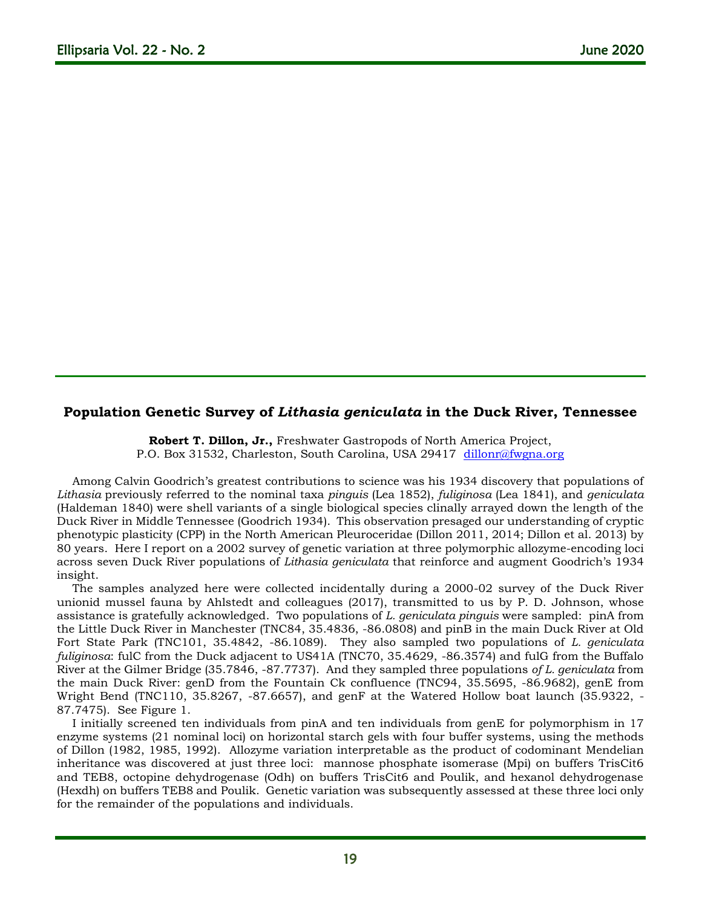## Population Genetic Survey of *Lithasia geniculata* in the Duck River, Tennessee

**Robert T. Dillon, Jr.,** Freshwater Gastropods of North America Project,
P.O. Box 31532, Charleston, South Carolina, USA 29417 dillonr@fwgna.org

Among Calvin Goodrich's greatest contributions to science was his 1934 discovery that populations of *Lithasia* previously referred to the nominal taxa *pinguis* (Lea 1852), *fuliginosa* (Lea 1841), and *geniculata* (Haldeman 1840) were shell variants of a single biological species clinally arrayed down the length of the Duck River in Middle Tennessee (Goodrich 1934). This observation presaged our understanding of cryptic phenotypic plasticity (CPP) in the North American Pleuroceridae (Dillon 2011, 2014; Dillon et al. 2013) by 80 years. Here I report on a 2002 survey of genetic variation at three polymorphic allozyme-encoding loci across seven Duck River populations of *Lithasia geniculata* that reinforce and augment Goodrich's 1934 insight.

The samples analyzed here were collected incidentally during a 2000-02 survey of the Duck River unionid mussel fauna by Ahlstedt and colleagues (2017), transmitted to us by P. D. Johnson, whose assistance is gratefully acknowledged. Two populations of *L. geniculata pinguis* were sampled: pinA from the Little Duck River in Manchester (TNC84, 35.4836, -86.0808) and pinB in the main Duck River at Old Fort State Park (TNC101, 35.4842, -86.1089). They also sampled two populations of *L. geniculata fuliginosa*: fulC from the Duck adjacent to US41A (TNC70, 35.4629, -86.3574) and fulG from the Buffalo River at the Gilmer Bridge (35.7846, -87.7737). And they sampled three populations *of L. geniculata* from the main Duck River: genD from the Fountain Ck confluence (TNC94, 35.5695, -86.9682), genE from Wright Bend (TNC110, 35.8267, -87.6657), and genF at the Watered Hollow boat launch (35.9322, -87.7475). See Figure 1.

I initially screened ten individuals from pinA and ten individuals from genE for polymorphism in 17 enzyme systems (21 nominal loci) on horizontal starch gels with four buffer systems, using the methods of Dillon (1982, 1985, 1992). Allozyme variation interpretable as the product of codominant Mendelian inheritance was discovered at just three loci: mannose phosphate isomerase (Mpi) on buffers TrisCit6 and TEB8, octopine dehydrogenase (Odh) on buffers TrisCit6 and Poulik, and hexanol dehydrogenase (Hexdh) on buffers TEB8 and Poulik. Genetic variation was subsequently assessed at these three loci only for the remainder of the populations and individuals.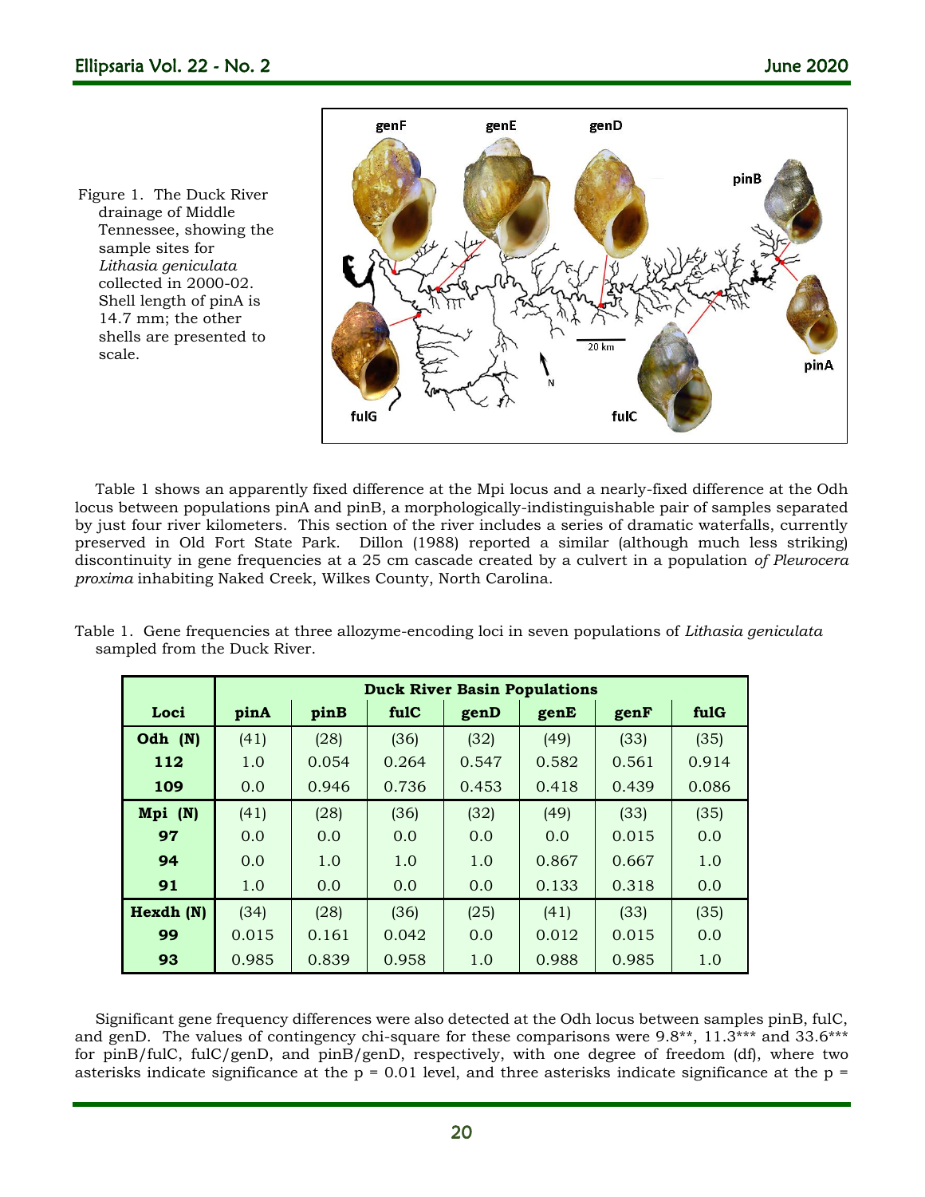Figure 1. The Duck River drainage of Middle Tennessee, showing the sample sites for *Lithasia geniculata* collected in 2000-02. Shell length of pinA is 14.7 mm; the other shells are presented to scale.

Table 1 shows an apparently fixed difference at the Mpi locus and a nearly-fixed difference at the Odh locus between populations pinA and pinB, a morphologically-indistinguishable pair of samples separated by just four river kilometers. This section of the river includes a series of dramatic waterfalls, currently preserved in Old Fort State Park. Dillon (1988) reported a similar (although much less striking) discontinuity in gene frequencies at a 25 cm cascade created by a culvert in a population *of Pleurocera proxima* inhabiting Naked Creek, Wilkes County, North Carolina.

Table 1. Gene frequencies at three allozyme-encoding loci in seven populations of *Lithasia geniculata* sampled from the Duck River.

| | Duck River Basin Populations | | | | | | |
|---|---|---|---|---|---|---|---|
| **Loci** | **pinA** | **pinB** | **fulC** | **genD** | **genE** | **genF** | **fulG** |
| **Odh (N)** | (41) | (28) | (36) | (32) | (49) | (33) | (35) |
| **112** | 1.0 | 0.054 | 0.264 | 0.547 | 0.582 | 0.561 | 0.914 |
| **109** | 0.0 | 0.946 | 0.736 | 0.453 | 0.418 | 0.439 | 0.086 |
| **Mpi (N)** | (41) | (28) | (36) | (32) | (49) | (33) | (35) |
| **97** | 0.0 | 0.0 | 0.0 | 0.0 | 0.0 | 0.015 | 0.0 |
| **94** | 0.0 | 1.0 | 1.0 | 1.0 | 0.867 | 0.667 | 1.0 |
| **91** | 1.0 | 0.0 | 0.0 | 0.0 | 0.133 | 0.318 | 0.0 |
| **Hexdh (N)** | (34) | (28) | (36) | (25) | (41) | (33) | (35) |
| **99** | 0.015 | 0.161 | 0.042 | 0.0 | 0.012 | 0.015 | 0.0 |
| **93** | 0.985 | 0.839 | 0.958 | 1.0 | 0.988 | 0.985 | 1.0 |

Significant gene frequency differences were also detected at the Odh locus between samples pinB, fulC, and genD. The values of contingency chi-square for these comparisons were 9.8**, 11.3*** and 33.6*** for pinB/fulC, fulC/genD, and pinB/genD, respectively, with one degree of freedom (df), where two asterisks indicate significance at the p = 0.01 level, and three asterisks indicate significance at the p =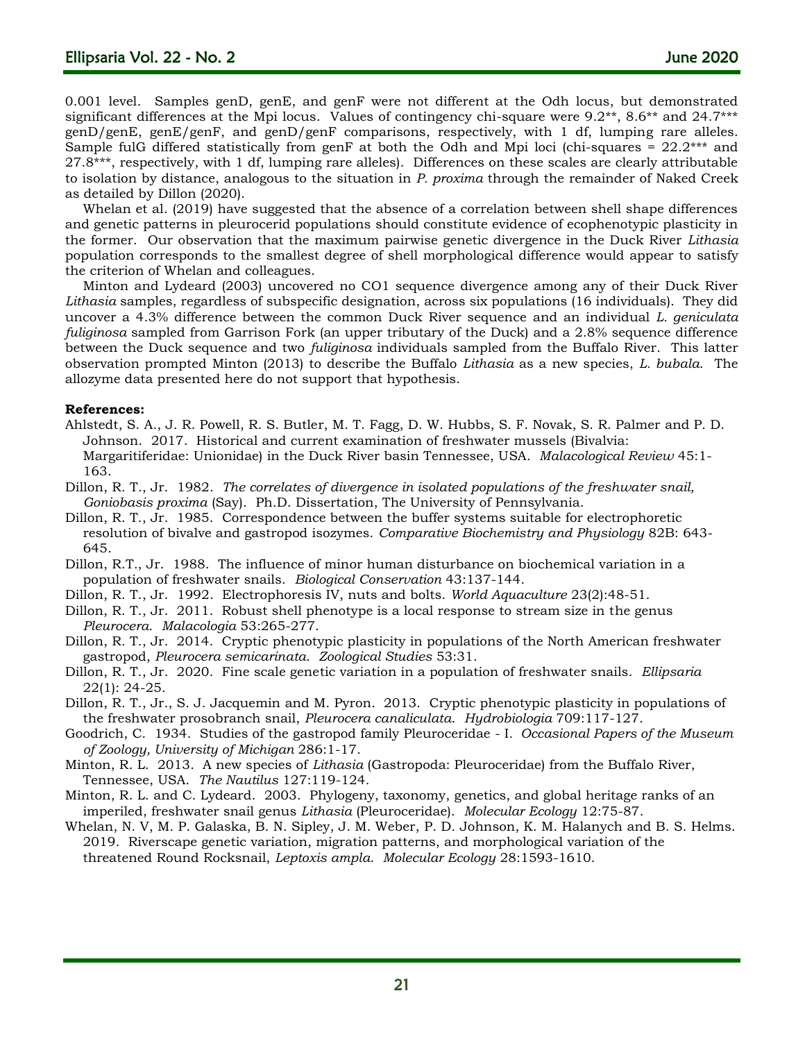0.001 level. Samples genD, genE, and genF were not different at the Odh locus, but demonstrated significant differences at the Mpi locus. Values of contingency chi-square were 9.2**, 8.6** and 24.7*** genD/genE, genE/genF, and genD/genF comparisons, respectively, with 1 df, lumping rare alleles. Sample fulG differed statistically from genF at both the Odh and Mpi loci (chi-squares = 22.2*** and 27.8***, respectively, with 1 df, lumping rare alleles). Differences on these scales are clearly attributable to isolation by distance, analogous to the situation in *P. proxima* through the remainder of Naked Creek as detailed by Dillon (2020).

Whelan et al. (2019) have suggested that the absence of a correlation between shell shape differences and genetic patterns in pleurocerid populations should constitute evidence of ecophenotypic plasticity in the former. Our observation that the maximum pairwise genetic divergence in the Duck River *Lithasia* population corresponds to the smallest degree of shell morphological difference would appear to satisfy the criterion of Whelan and colleagues.

Minton and Lydeard (2003) uncovered no CO1 sequence divergence among any of their Duck River *Lithasia* samples, regardless of subspecific designation, across six populations (16 individuals). They did uncover a 4.3% difference between the common Duck River sequence and an individual *L. geniculata fuliginosa* sampled from Garrison Fork (an upper tributary of the Duck) and a 2.8% sequence difference between the Duck sequence and two *fuliginosa* individuals sampled from the Buffalo River. This latter observation prompted Minton (2013) to describe the Buffalo *Lithasia* as a new species, *L. bubala*. The allozyme data presented here do not support that hypothesis.

**References:**

Ahlstedt, S. A., J. R. Powell, R. S. Butler, M. T. Fagg, D. W. Hubbs, S. F. Novak, S. R. Palmer and P. D. Johnson. 2017. Historical and current examination of freshwater mussels (Bivalvia: Margaritiferidae: Unionidae) in the Duck River basin Tennessee, USA. *Malacological Review* 45:1-163.

Dillon, R. T., Jr. 1982. *The correlates of divergence in isolated populations of the freshwater snail, Goniobasis proxima* (Say). Ph.D. Dissertation, The University of Pennsylvania.

Dillon, R. T., Jr. 1985. Correspondence between the buffer systems suitable for electrophoretic resolution of bivalve and gastropod isozymes. *Comparative Biochemistry and Physiology* 82B: 643-645.

Dillon, R.T., Jr. 1988. The influence of minor human disturbance on biochemical variation in a population of freshwater snails. *Biological Conservation* 43:137-144.

Dillon, R. T., Jr. 1992. Electrophoresis IV, nuts and bolts. *World Aquaculture* 23(2):48-51.

Dillon, R. T., Jr. 2011. Robust shell phenotype is a local response to stream size in the genus *Pleurocera*. *Malacologia* 53:265-277.

Dillon, R. T., Jr. 2014. Cryptic phenotypic plasticity in populations of the North American freshwater gastropod, *Pleurocera semicarinata*. *Zoological Studies* 53:31.

Dillon, R. T., Jr. 2020. Fine scale genetic variation in a population of freshwater snails. *Ellipsaria* 22(1): 24-25.

Dillon, R. T., Jr., S. J. Jacquemin and M. Pyron. 2013. Cryptic phenotypic plasticity in populations of the freshwater prosobranch snail, *Pleurocera canaliculata*. *Hydrobiologia* 709:117-127.

Goodrich, C. 1934. Studies of the gastropod family Pleuroceridae - I. *Occasional Papers of the Museum of Zoology, University of Michigan* 286:1-17.

Minton, R. L. 2013. A new species of *Lithasia* (Gastropoda: Pleuroceridae) from the Buffalo River, Tennessee, USA. *The Nautilus* 127:119-124.

Minton, R. L. and C. Lydeard. 2003. Phylogeny, taxonomy, genetics, and global heritage ranks of an imperiled, freshwater snail genus *Lithasia* (Pleuroceridae). *Molecular Ecology* 12:75-87.

Whelan, N. V, M. P. Galaska, B. N. Sipley, J. M. Weber, P. D. Johnson, K. M. Halanych and B. S. Helms. 2019. Riverscape genetic variation, migration patterns, and morphological variation of the threatened Round Rocksnail, *Leptoxis ampla*. *Molecular Ecology* 28:1593-1610.